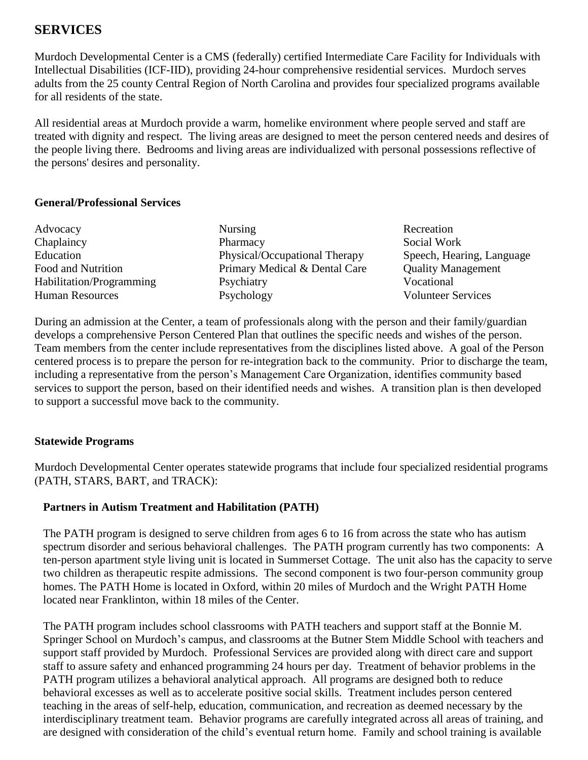# SERVICES

Murdoch Developmental Center is a CMS (federally) certified Intermediate Care Facility for Individuals with Intellectual Disabilities (ICF-IID), providing 24-hour comprehensive residential services. Murdoch serves adults from the 25 county Central Region of North Carolina and provides four specialized programs available for all residents of the state.

All residential areas at Murdoch provide a warm, homelike environment where people served and staff are treated with dignity and respect. The living areas are designed to meet the person centered needs and desires of the people living there. Bedrooms and living areas are individualized with personal possessions reflective of the persons' desires and personality.

**General/Professional Services**

| | | |
|---|---|---|
| Advocacy | Nursing | Recreation |
| Chaplaincy | Pharmacy | Social Work |
| Education | Physical/Occupational Therapy | Speech, Hearing, Language |
| Food and Nutrition | Primary Medical & Dental Care | Quality Management |
| Habilitation/Programming | Psychiatry | Vocational |
| Human Resources | Psychology | Volunteer Services |

During an admission at the Center, a team of professionals along with the person and their family/guardian develops a comprehensive Person Centered Plan that outlines the specific needs and wishes of the person. Team members from the center include representatives from the disciplines listed above. A goal of the Person centered process is to prepare the person for re-integration back to the community. Prior to discharge the team, including a representative from the person's Management Care Organization, identifies community based services to support the person, based on their identified needs and wishes. A transition plan is then developed to support a successful move back to the community.

**Statewide Programs**

Murdoch Developmental Center operates statewide programs that include four specialized residential programs (PATH, STARS, BART, and TRACK):

**Partners in Autism Treatment and Habilitation (PATH)**

The PATH program is designed to serve children from ages 6 to 16 from across the state who has autism spectrum disorder and serious behavioral challenges. The PATH program currently has two components: A ten-person apartment style living unit is located in Summerset Cottage. The unit also has the capacity to serve two children as therapeutic respite admissions. The second component is two four-person community group homes. The PATH Home is located in Oxford, within 20 miles of Murdoch and the Wright PATH Home located near Franklinton, within 18 miles of the Center.

The PATH program includes school classrooms with PATH teachers and support staff at the Bonnie M. Springer School on Murdoch's campus, and classrooms at the Butner Stem Middle School with teachers and support staff provided by Murdoch. Professional Services are provided along with direct care and support staff to assure safety and enhanced programming 24 hours per day. Treatment of behavior problems in the PATH program utilizes a behavioral analytical approach. All programs are designed both to reduce behavioral excesses as well as to accelerate positive social skills. Treatment includes person centered teaching in the areas of self-help, education, communication, and recreation as deemed necessary by the interdisciplinary treatment team. Behavior programs are carefully integrated across all areas of training, and are designed with consideration of the child's eventual return home. Family and school training is available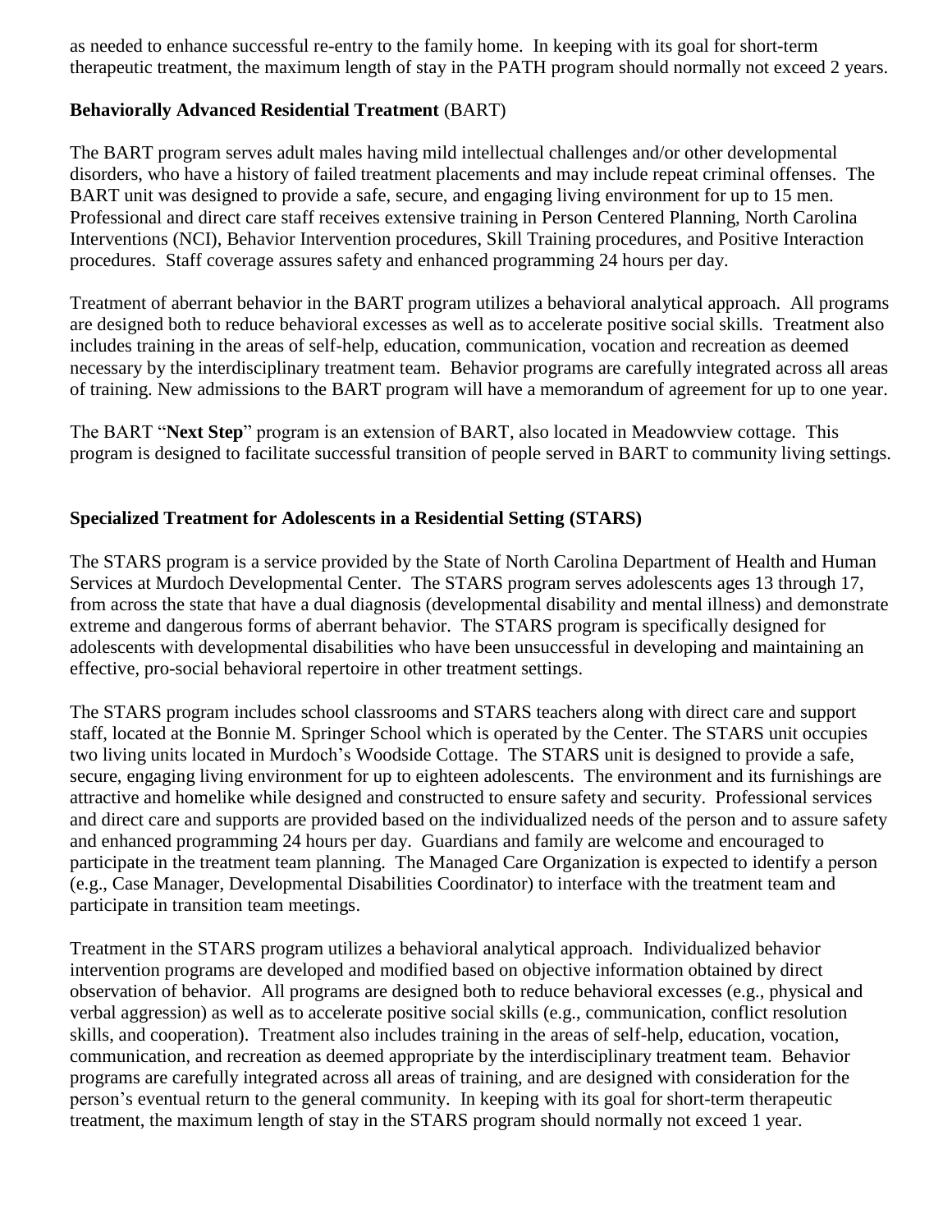as needed to enhance successful re-entry to the family home. In keeping with its goal for short-term therapeutic treatment, the maximum length of stay in the PATH program should normally not exceed 2 years.

**Behaviorally Advanced Residential Treatment** (BART)

The BART program serves adult males having mild intellectual challenges and/or other developmental disorders, who have a history of failed treatment placements and may include repeat criminal offenses. The BART unit was designed to provide a safe, secure, and engaging living environment for up to 15 men. Professional and direct care staff receives extensive training in Person Centered Planning, North Carolina Interventions (NCI), Behavior Intervention procedures, Skill Training procedures, and Positive Interaction procedures. Staff coverage assures safety and enhanced programming 24 hours per day.

Treatment of aberrant behavior in the BART program utilizes a behavioral analytical approach. All programs are designed both to reduce behavioral excesses as well as to accelerate positive social skills. Treatment also includes training in the areas of self-help, education, communication, vocation and recreation as deemed necessary by the interdisciplinary treatment team. Behavior programs are carefully integrated across all areas of training. New admissions to the BART program will have a memorandum of agreement for up to one year.

The BART "**Next Step**" program is an extension of BART, also located in Meadowview cottage. This program is designed to facilitate successful transition of people served in BART to community living settings.

**Specialized Treatment for Adolescents in a Residential Setting (STARS)**

The STARS program is a service provided by the State of North Carolina Department of Health and Human Services at Murdoch Developmental Center. The STARS program serves adolescents ages 13 through 17, from across the state that have a dual diagnosis (developmental disability and mental illness) and demonstrate extreme and dangerous forms of aberrant behavior. The STARS program is specifically designed for adolescents with developmental disabilities who have been unsuccessful in developing and maintaining an effective, pro-social behavioral repertoire in other treatment settings.

The STARS program includes school classrooms and STARS teachers along with direct care and support staff, located at the Bonnie M. Springer School which is operated by the Center. The STARS unit occupies two living units located in Murdoch's Woodside Cottage. The STARS unit is designed to provide a safe, secure, engaging living environment for up to eighteen adolescents. The environment and its furnishings are attractive and homelike while designed and constructed to ensure safety and security. Professional services and direct care and supports are provided based on the individualized needs of the person and to assure safety and enhanced programming 24 hours per day. Guardians and family are welcome and encouraged to participate in the treatment team planning. The Managed Care Organization is expected to identify a person (e.g., Case Manager, Developmental Disabilities Coordinator) to interface with the treatment team and participate in transition team meetings.

Treatment in the STARS program utilizes a behavioral analytical approach. Individualized behavior intervention programs are developed and modified based on objective information obtained by direct observation of behavior. All programs are designed both to reduce behavioral excesses (e.g., physical and verbal aggression) as well as to accelerate positive social skills (e.g., communication, conflict resolution skills, and cooperation). Treatment also includes training in the areas of self-help, education, vocation, communication, and recreation as deemed appropriate by the interdisciplinary treatment team. Behavior programs are carefully integrated across all areas of training, and are designed with consideration for the person's eventual return to the general community. In keeping with its goal for short-term therapeutic treatment, the maximum length of stay in the STARS program should normally not exceed 1 year.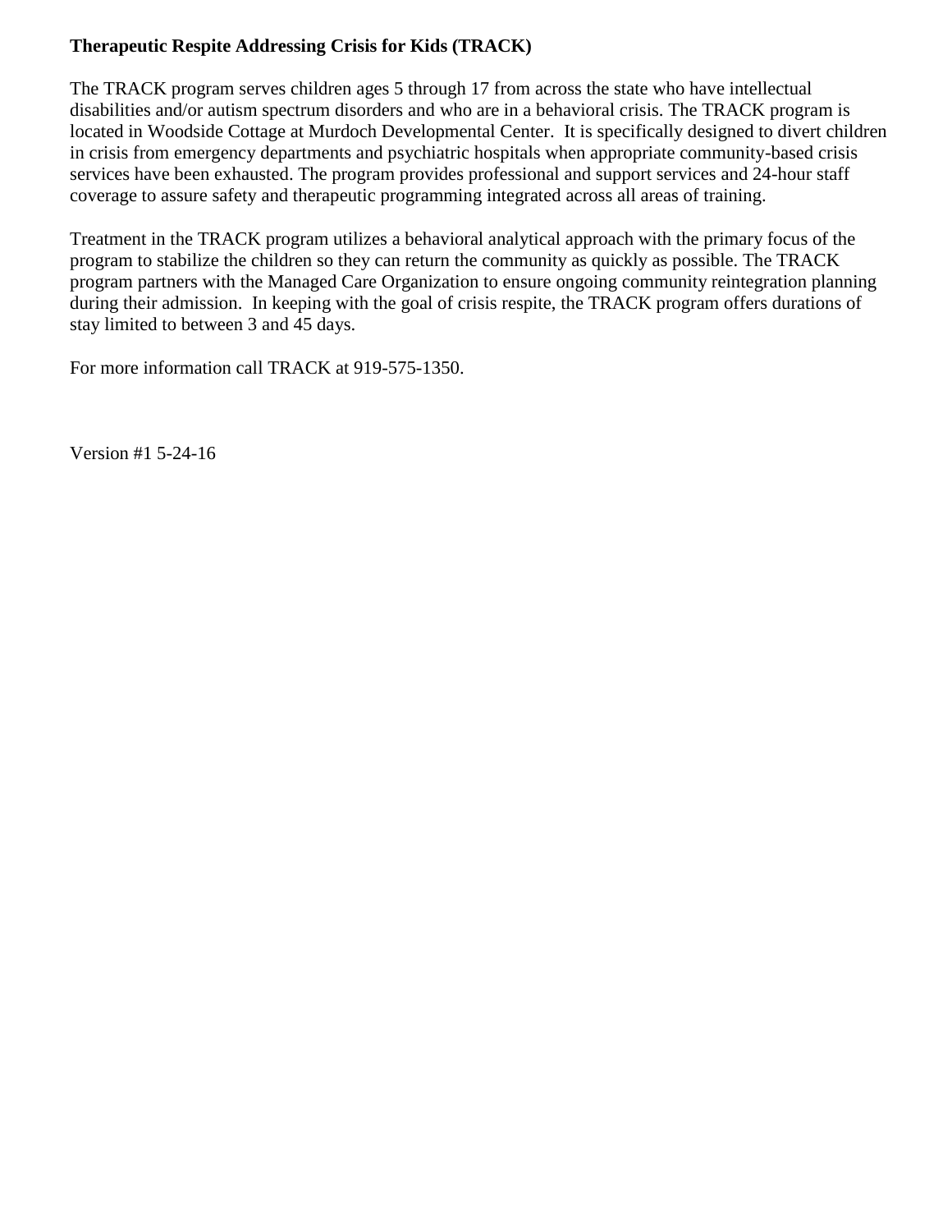**Therapeutic Respite Addressing Crisis for Kids (TRACK)**

The TRACK program serves children ages 5 through 17 from across the state who have intellectual disabilities and/or autism spectrum disorders and who are in a behavioral crisis. The TRACK program is located in Woodside Cottage at Murdoch Developmental Center. It is specifically designed to divert children in crisis from emergency departments and psychiatric hospitals when appropriate community-based crisis services have been exhausted. The program provides professional and support services and 24-hour staff coverage to assure safety and therapeutic programming integrated across all areas of training.

Treatment in the TRACK program utilizes a behavioral analytical approach with the primary focus of the program to stabilize the children so they can return the community as quickly as possible. The TRACK program partners with the Managed Care Organization to ensure ongoing community reintegration planning during their admission. In keeping with the goal of crisis respite, the TRACK program offers durations of stay limited to between 3 and 45 days.

For more information call TRACK at 919-575-1350.

Version #1 5-24-16